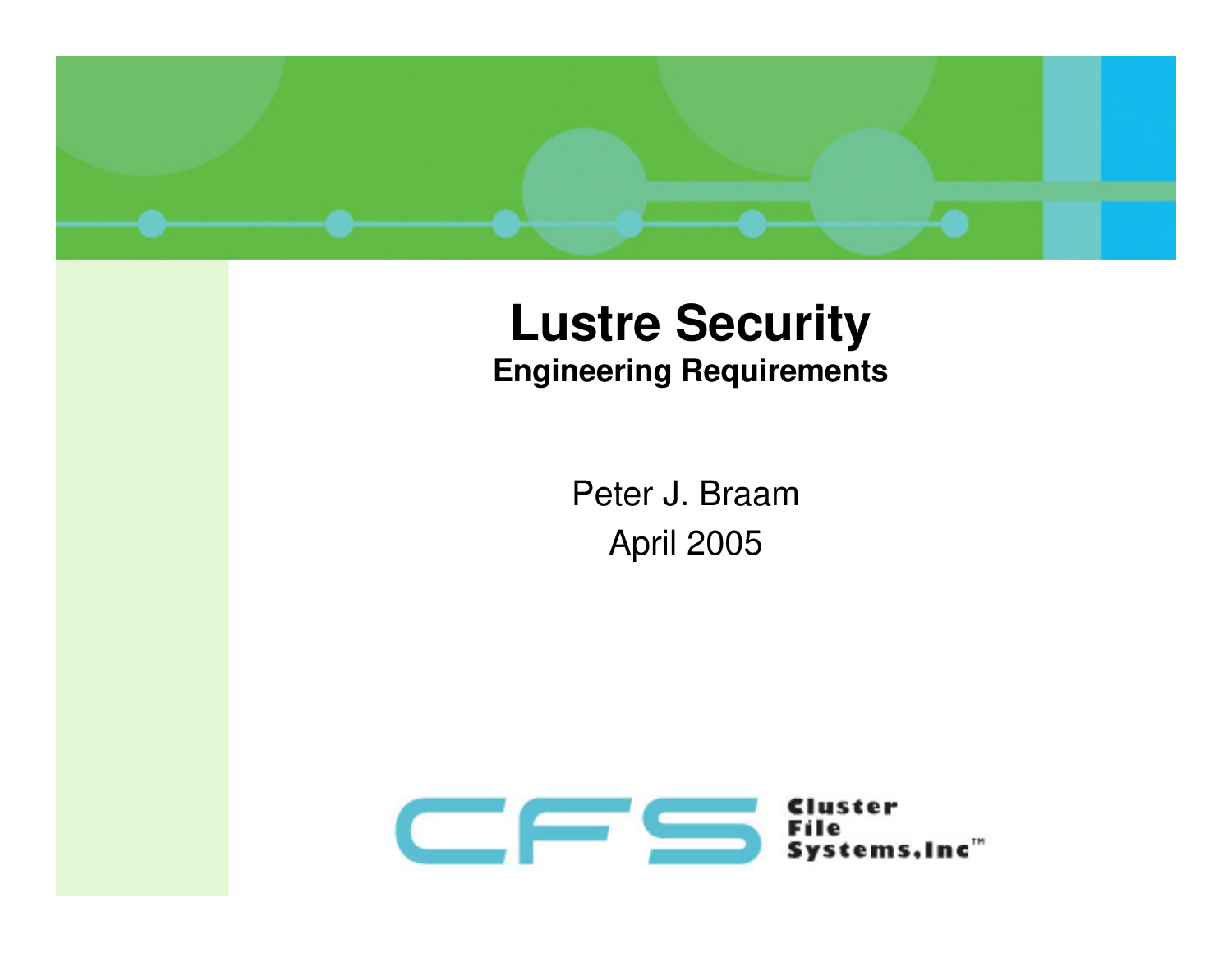# Lustre Security

**Engineering Requirements**

Peter J. Braam

April 2005

Cluster File Systems, Inc™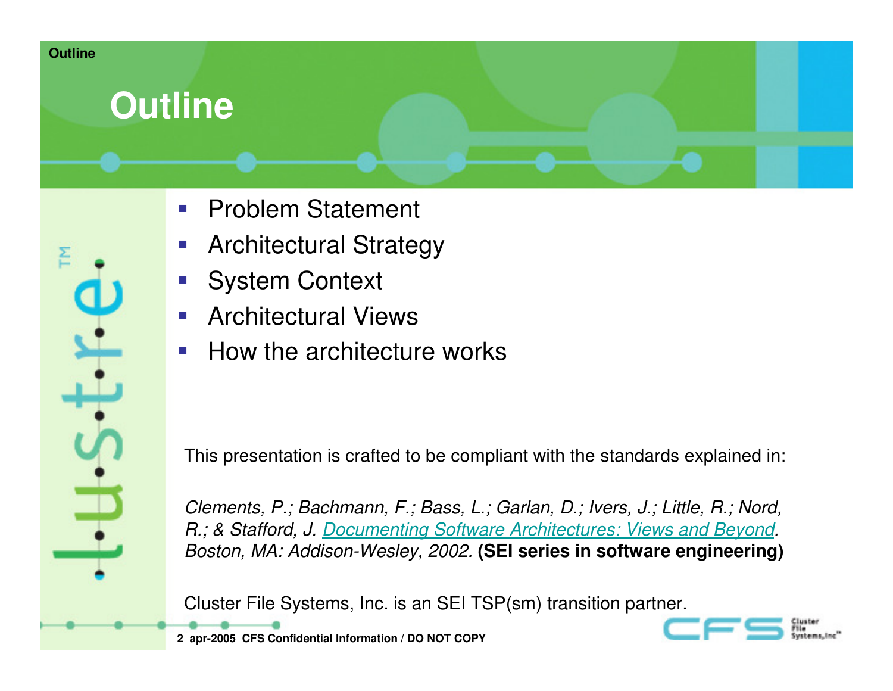# Outline

- Problem Statement
- Architectural Strategy
- System Context
- Architectural Views
- How the architecture works

This presentation is crafted to be compliant with the standards explained in:

*Clements, P.; Bachmann, F.; Bass, L.; Garlan, D.; Ivers, J.; Little, R.; Nord, R.; & Stafford, J. Documenting Software Architectures: Views and Beyond. Boston, MA: Addison-Wesley, 2002.* **(SEI series in software engineering)**

Cluster File Systems, Inc. is an SEI TSP(sm) transition partner.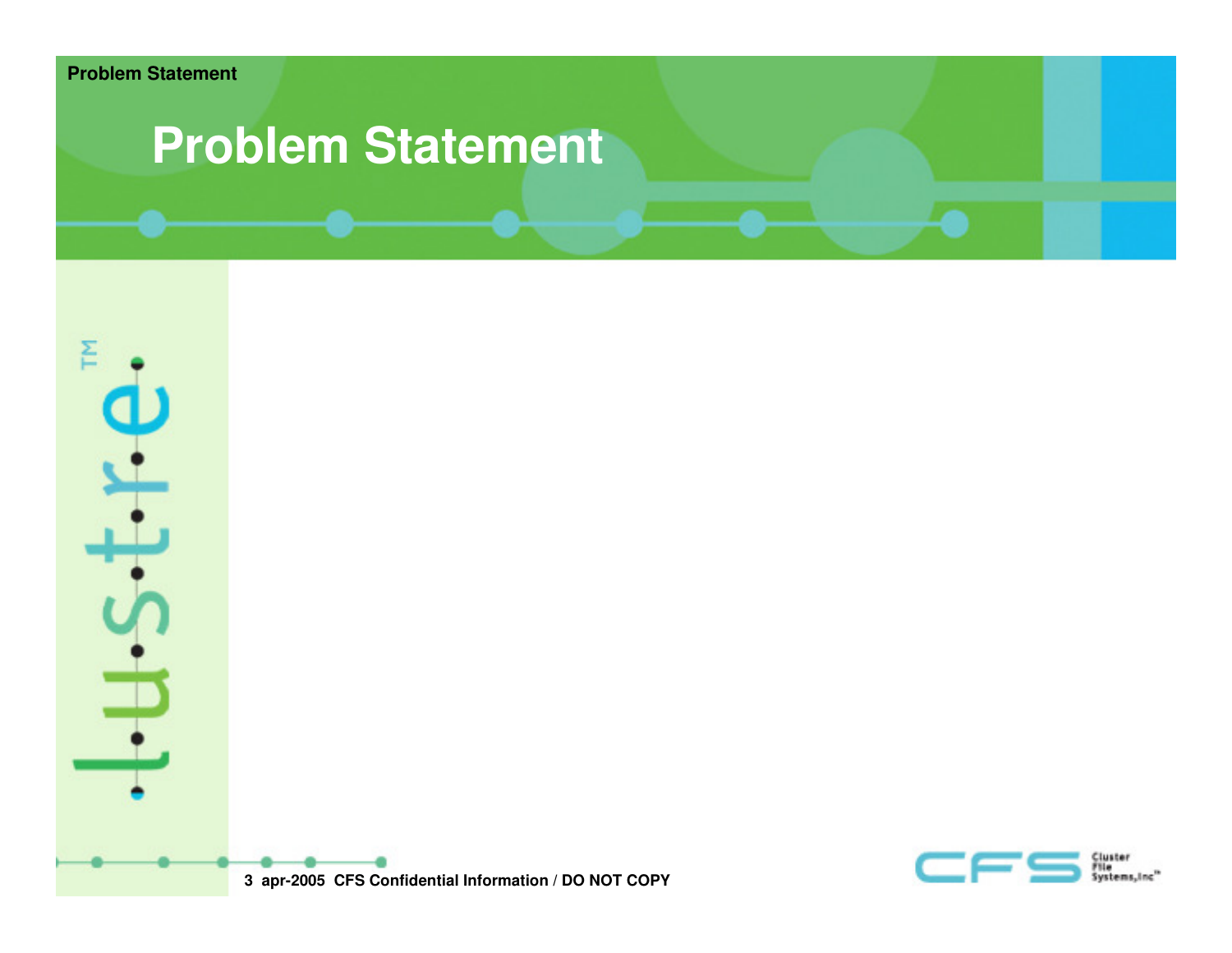# Problem Statement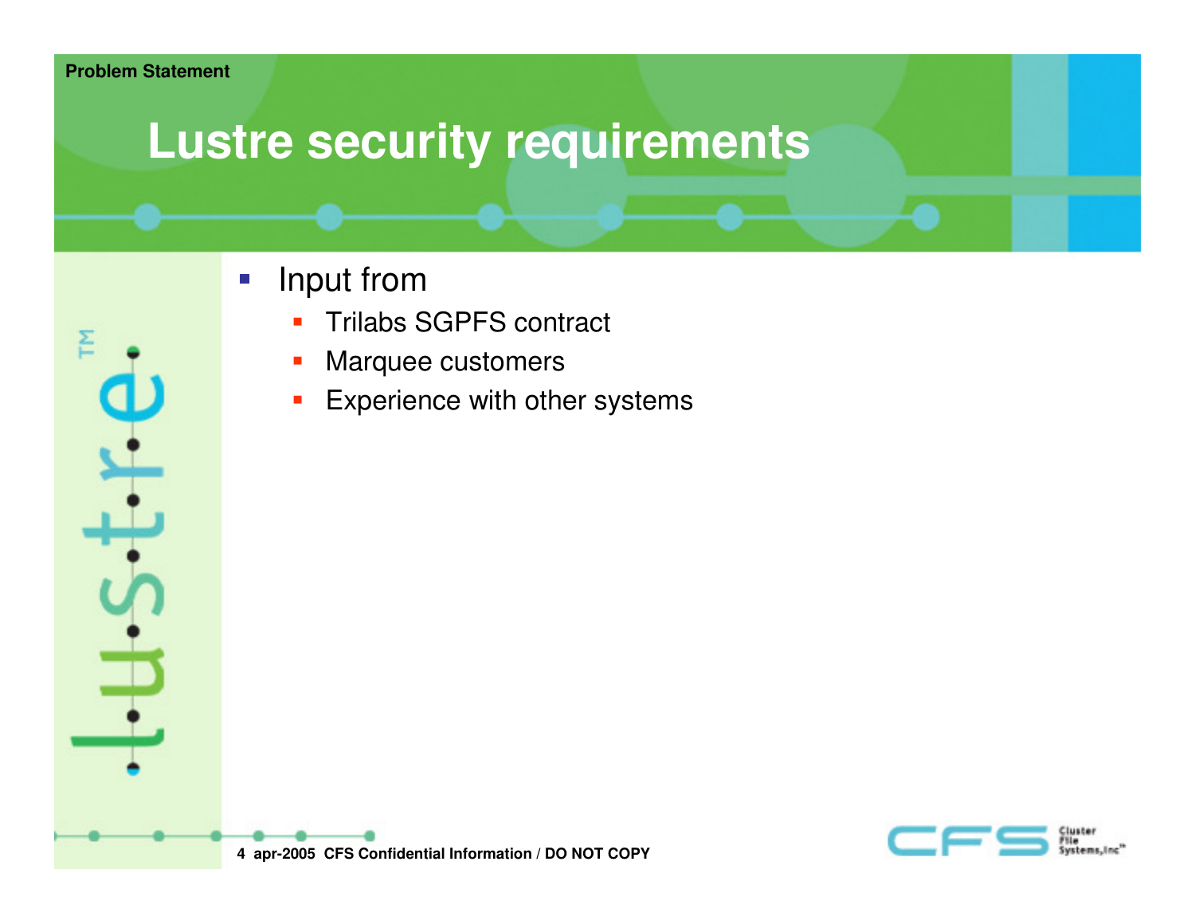Problem Statement

# Lustre security requirements

- Input from
  - Trilabs SGPFS contract
  - Marquee customers
  - Experience with other systems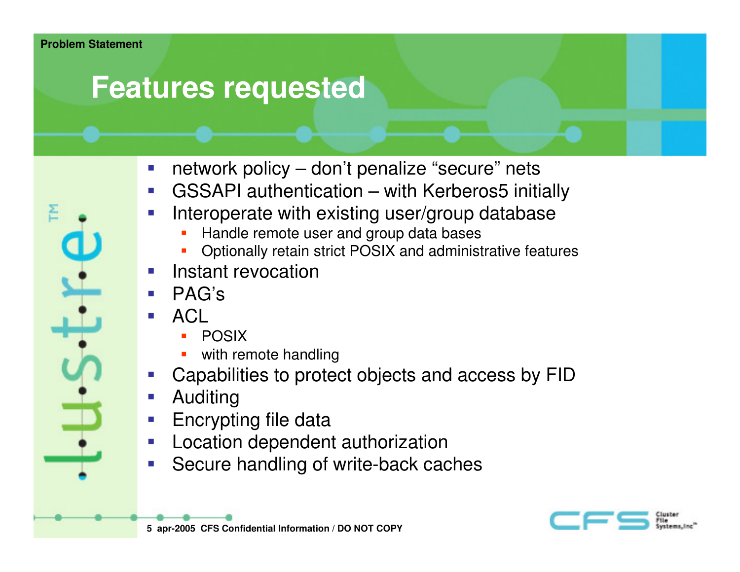Problem Statement

# Features requested

- network policy – don't penalize "secure" nets
- GSSAPI authentication – with Kerberos5 initially
- Interoperate with existing user/group database
  - Handle remote user and group data bases
  - Optionally retain strict POSIX and administrative features
- Instant revocation
- PAG's
- ACL
  - POSIX
  - with remote handling
- Capabilities to protect objects and access by FID
- Auditing
- Encrypting file data
- Location dependent authorization
- Secure handling of write-back caches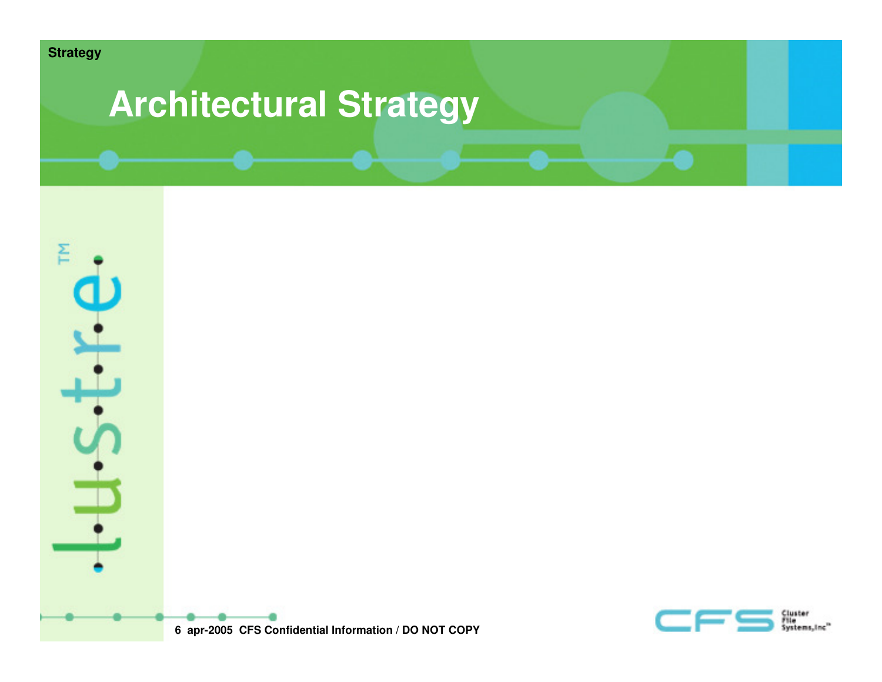# Architectural Strategy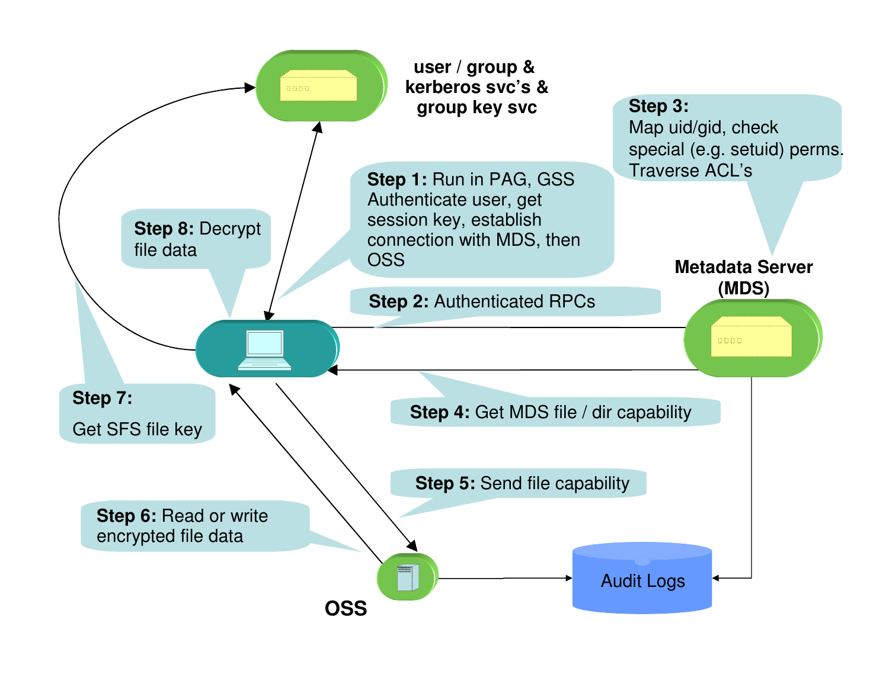user / group & kerberos svc's & group key svc

**Step 1:** Run in PAG, GSS Authenticate user, get session key, establish connection with MDS, then OSS

**Step 2:** Authenticated RPCs

**Step 3:** Map uid/gid, check special (e.g. setuid) perms. Traverse ACL's

**Metadata Server (MDS)**

**Step 4:** Get MDS file / dir capability

**Step 5:** Send file capability

**Step 6:** Read or write encrypted file data

**Step 7:** Get SFS file key

**Step 8:** Decrypt file data

**OSS**

Audit Logs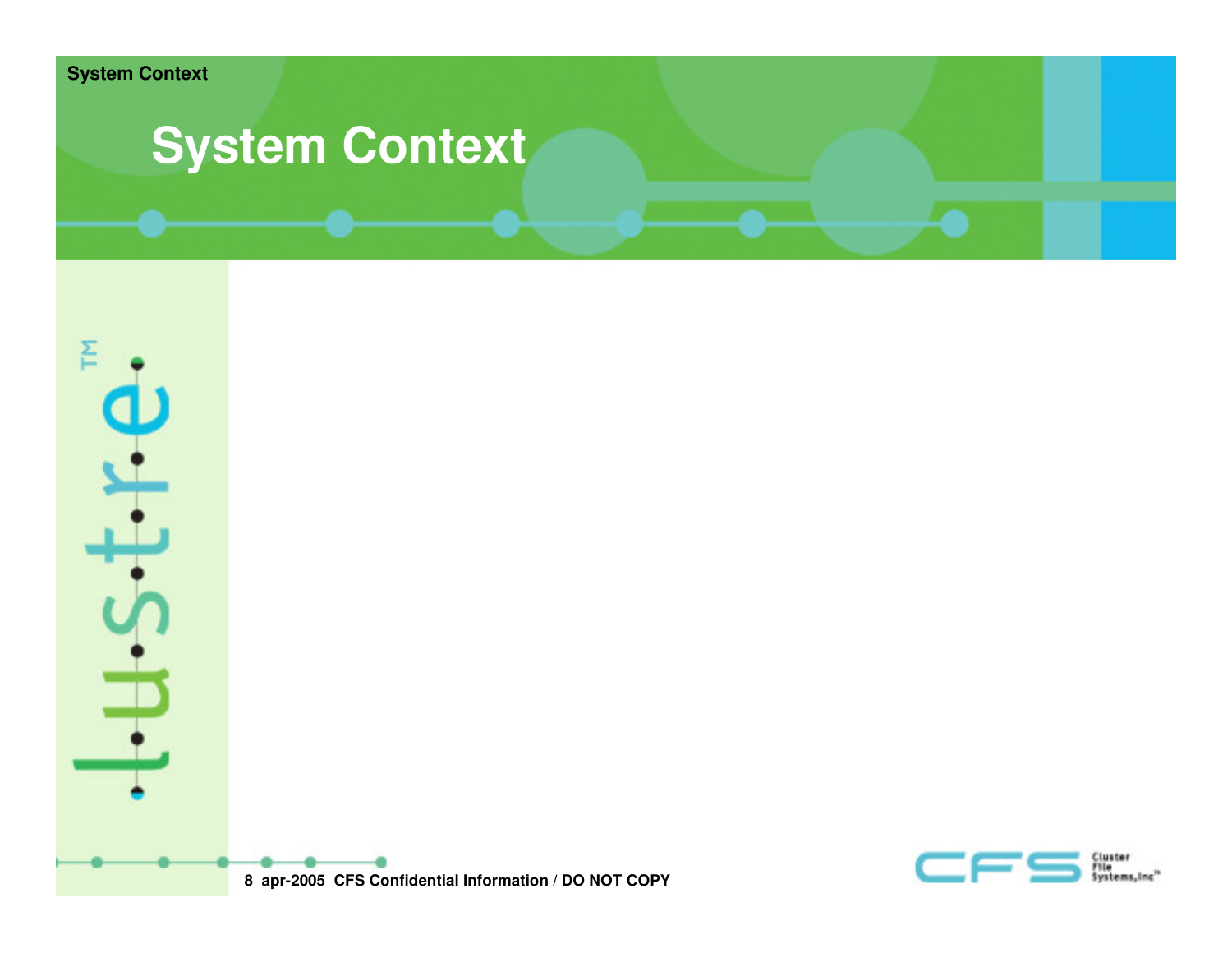# System Context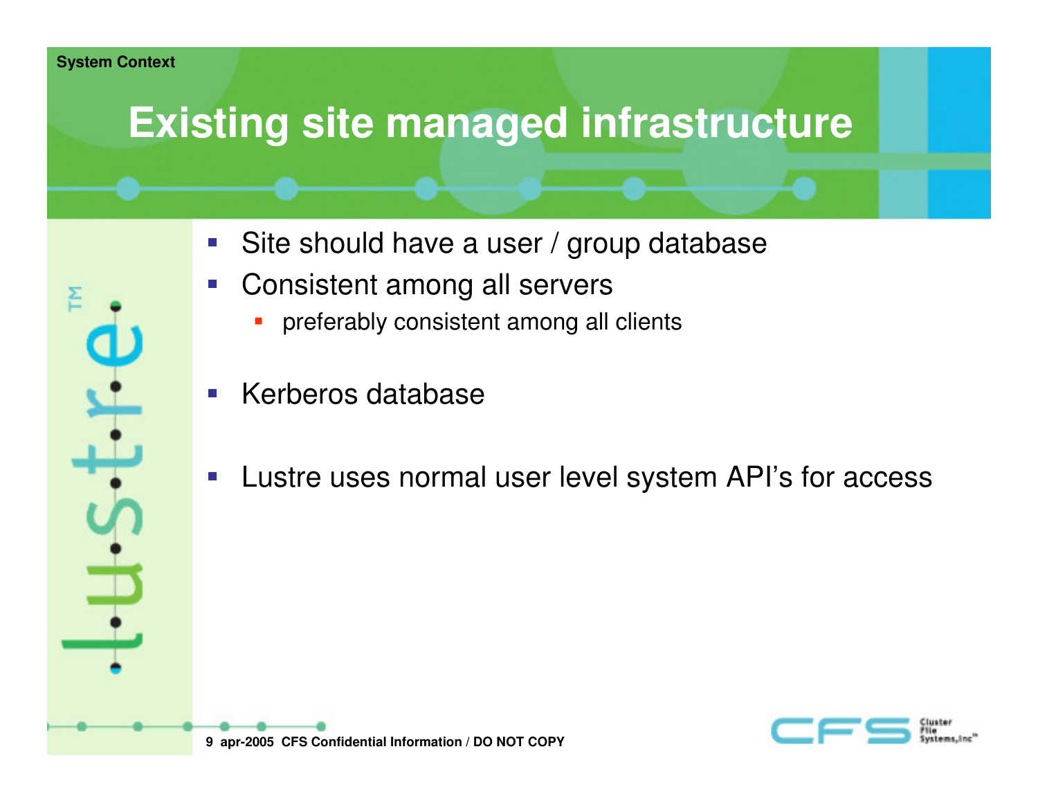System Context

# Existing site managed infrastructure

- Site should have a user / group database
- Consistent among all servers
  - preferably consistent among all clients
- Kerberos database
- Lustre uses normal user level system API's for access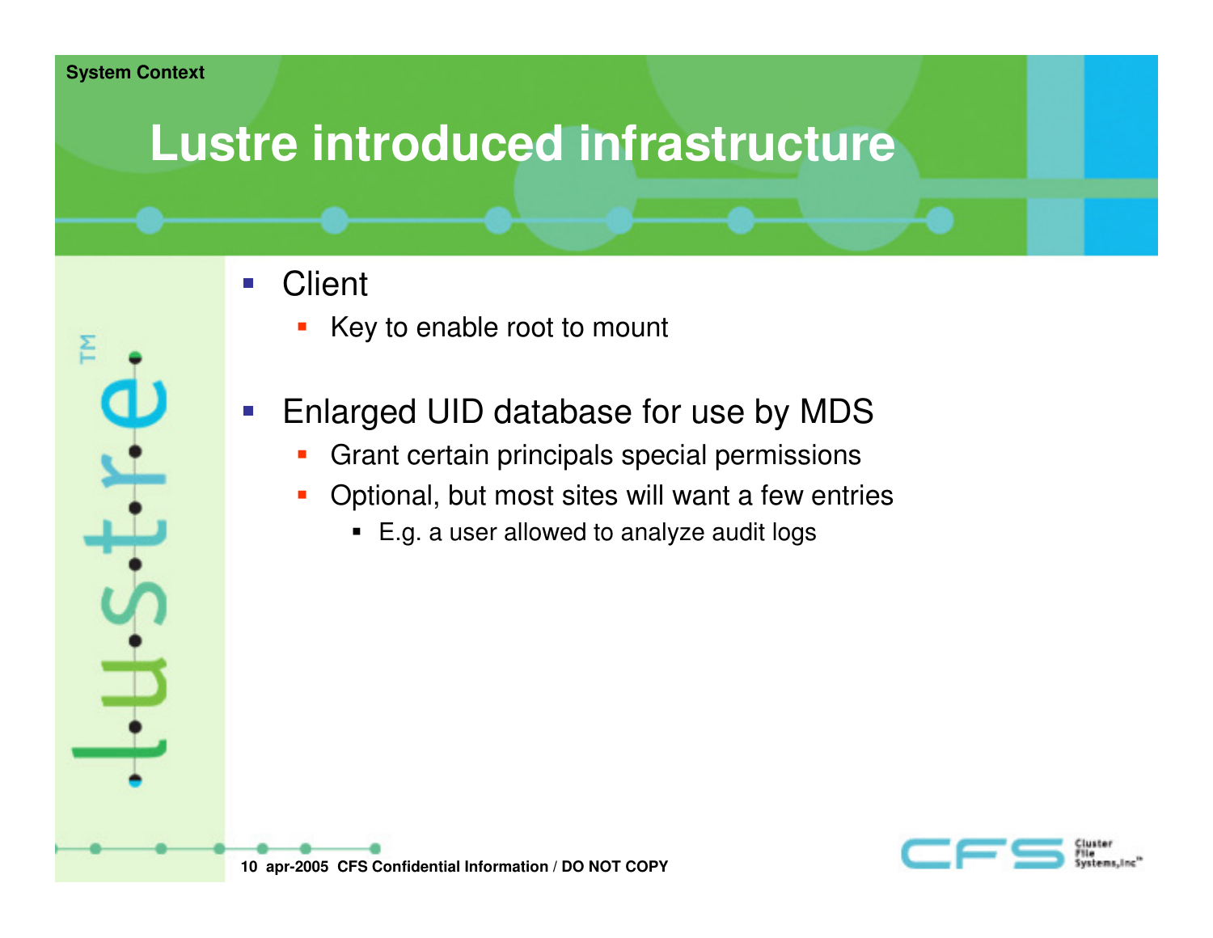System Context

# Lustre introduced infrastructure

- Client
  - Key to enable root to mount
- Enlarged UID database for use by MDS
  - Grant certain principals special permissions
  - Optional, but most sites will want a few entries
    - E.g. a user allowed to analyze audit logs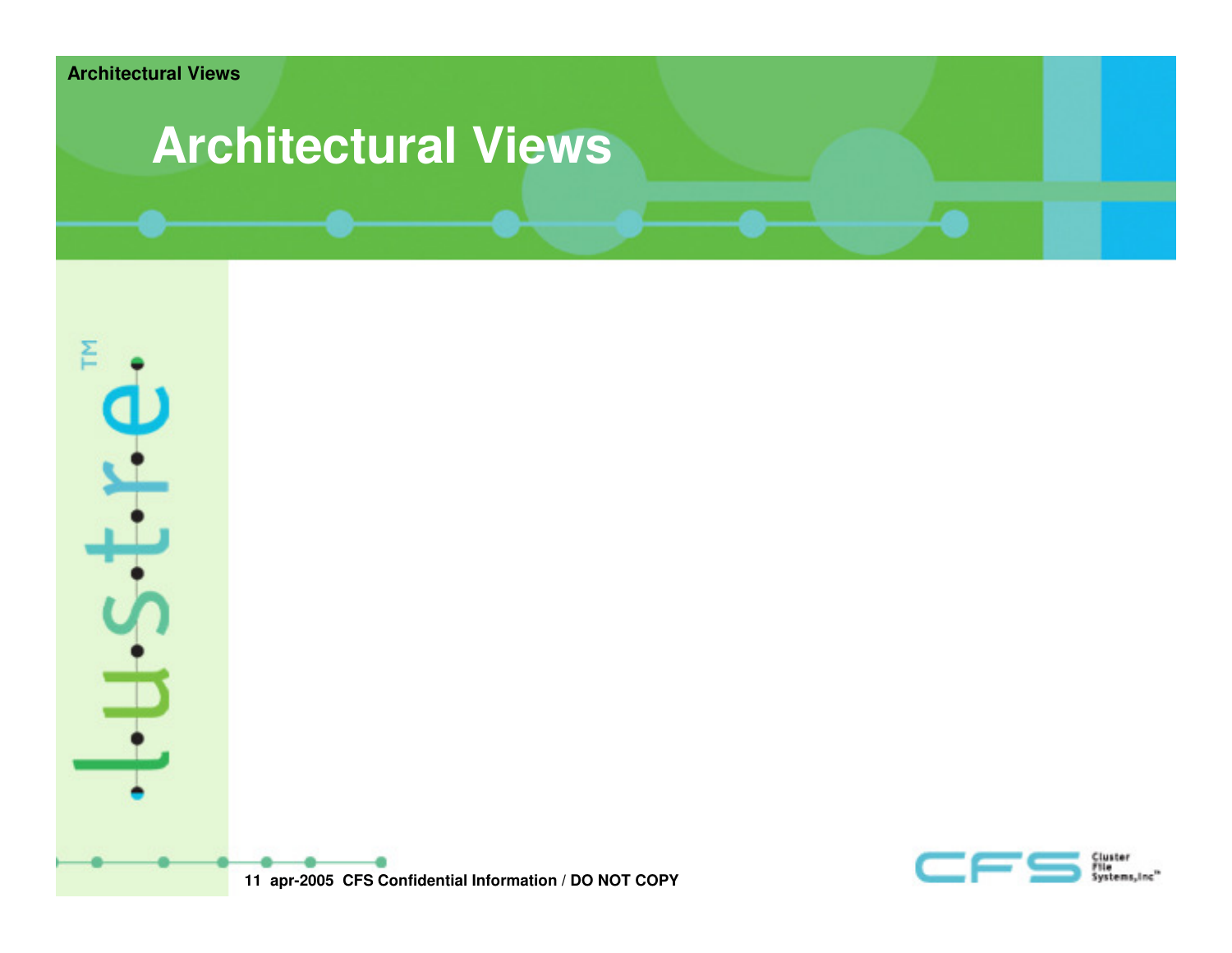# Architectural Views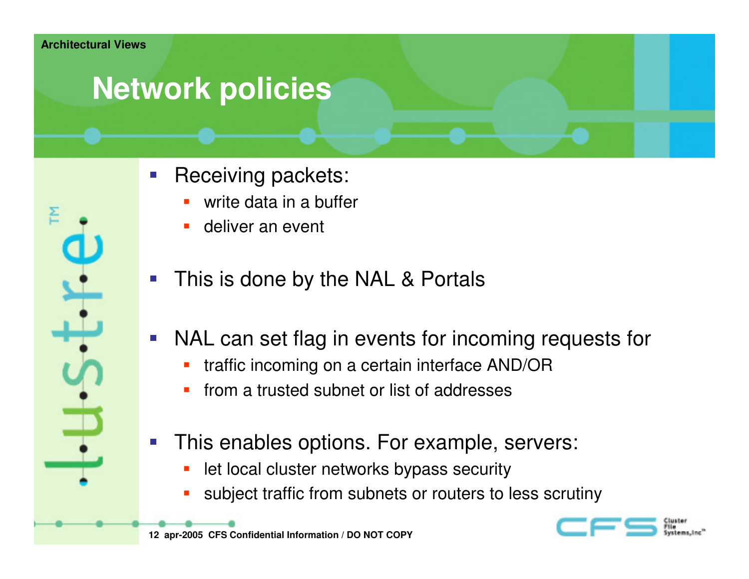# Network policies

- Receiving packets:
  - write data in a buffer
  - deliver an event

- This is done by the NAL & Portals

- NAL can set flag in events for incoming requests for
  - traffic incoming on a certain interface AND/OR
  - from a trusted subnet or list of addresses

- This enables options. For example, servers:
  - let local cluster networks bypass security
  - subject traffic from subnets or routers to less scrutiny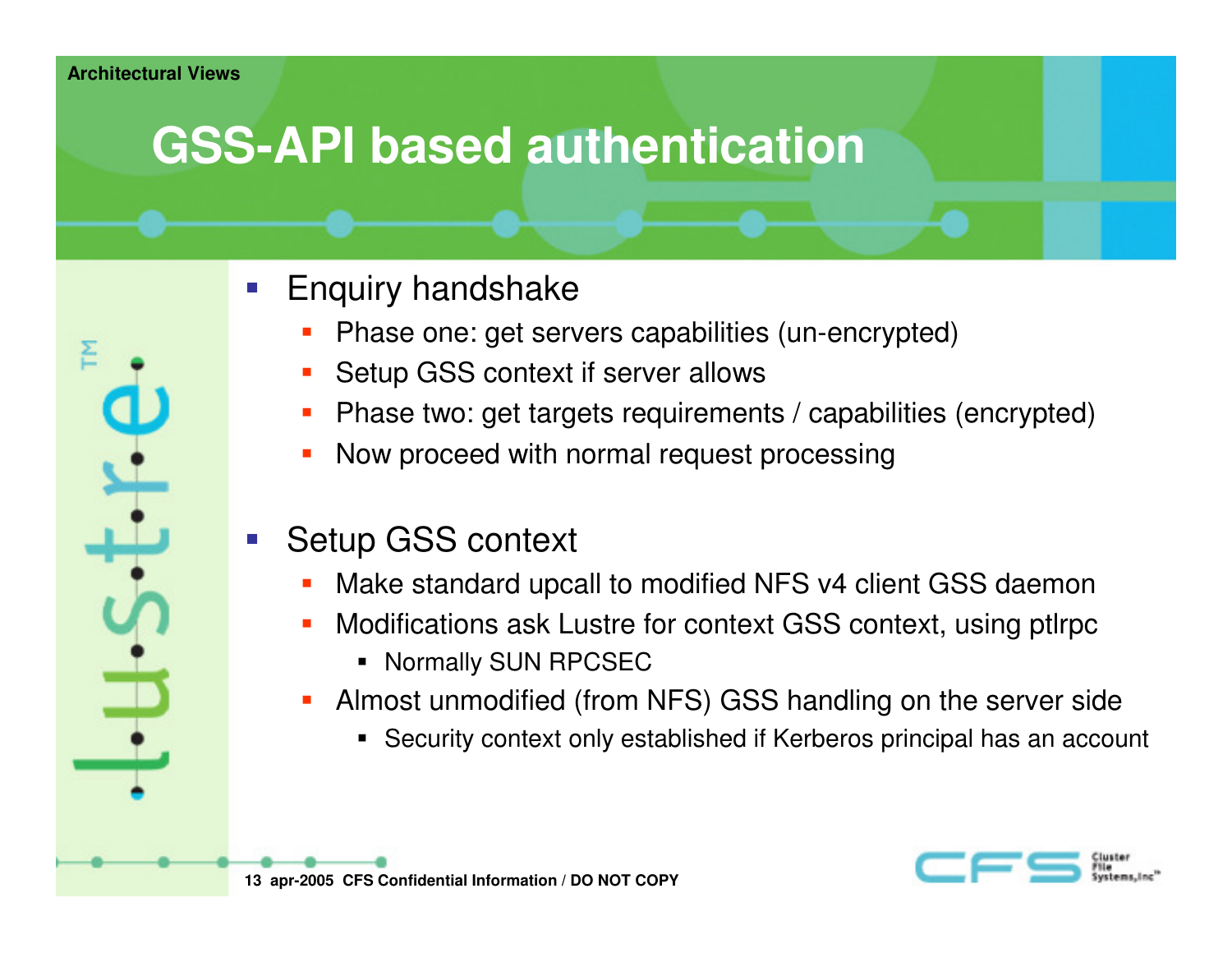# GSS-API based authentication

- Enquiry handshake
  - Phase one: get servers capabilities (un-encrypted)
  - Setup GSS context if server allows
  - Phase two: get targets requirements / capabilities (encrypted)
  - Now proceed with normal request processing

- Setup GSS context
  - Make standard upcall to modified NFS v4 client GSS daemon
  - Modifications ask Lustre for context GSS context, using ptlrpc
    - Normally SUN RPCSEC
  - Almost unmodified (from NFS) GSS handling on the server side
    - Security context only established if Kerberos principal has an account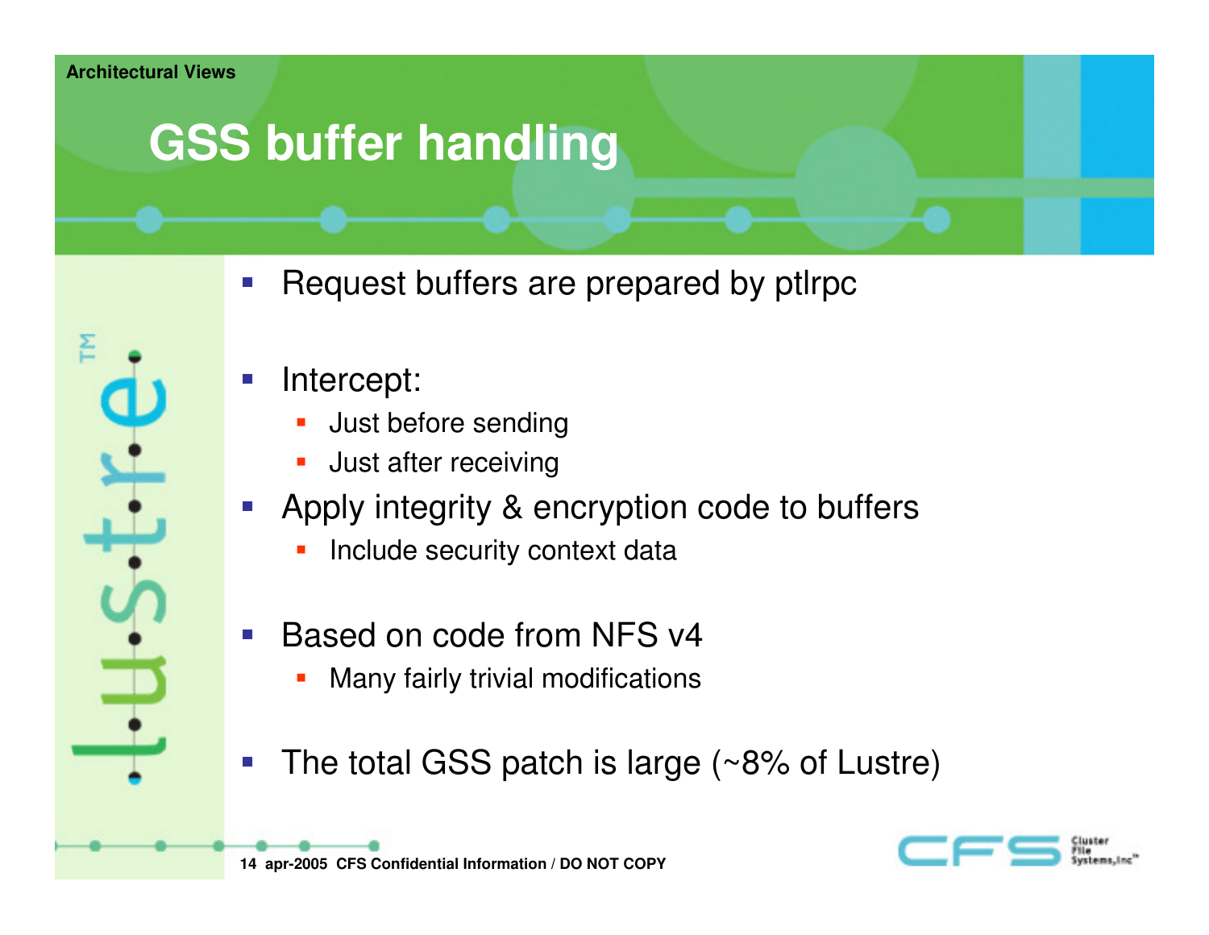# GSS buffer handling

- Request buffers are prepared by ptlrpc
- Intercept:
  - Just before sending
  - Just after receiving
- Apply integrity & encryption code to buffers
  - Include security context data
- Based on code from NFS v4
  - Many fairly trivial modifications
- The total GSS patch is large (~8% of Lustre)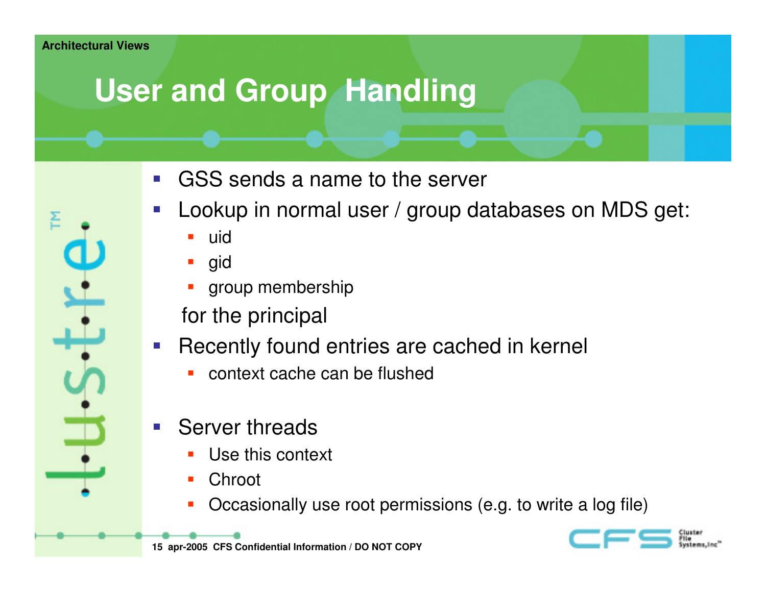## User and Group Handling

- GSS sends a name to the server
- Lookup in normal user / group databases on MDS get:
  - uid
  - gid
  - group membership

  for the principal
- Recently found entries are cached in kernel
  - context cache can be flushed
- Server threads
  - Use this context
  - Chroot
  - Occasionally use root permissions (e.g. to write a log file)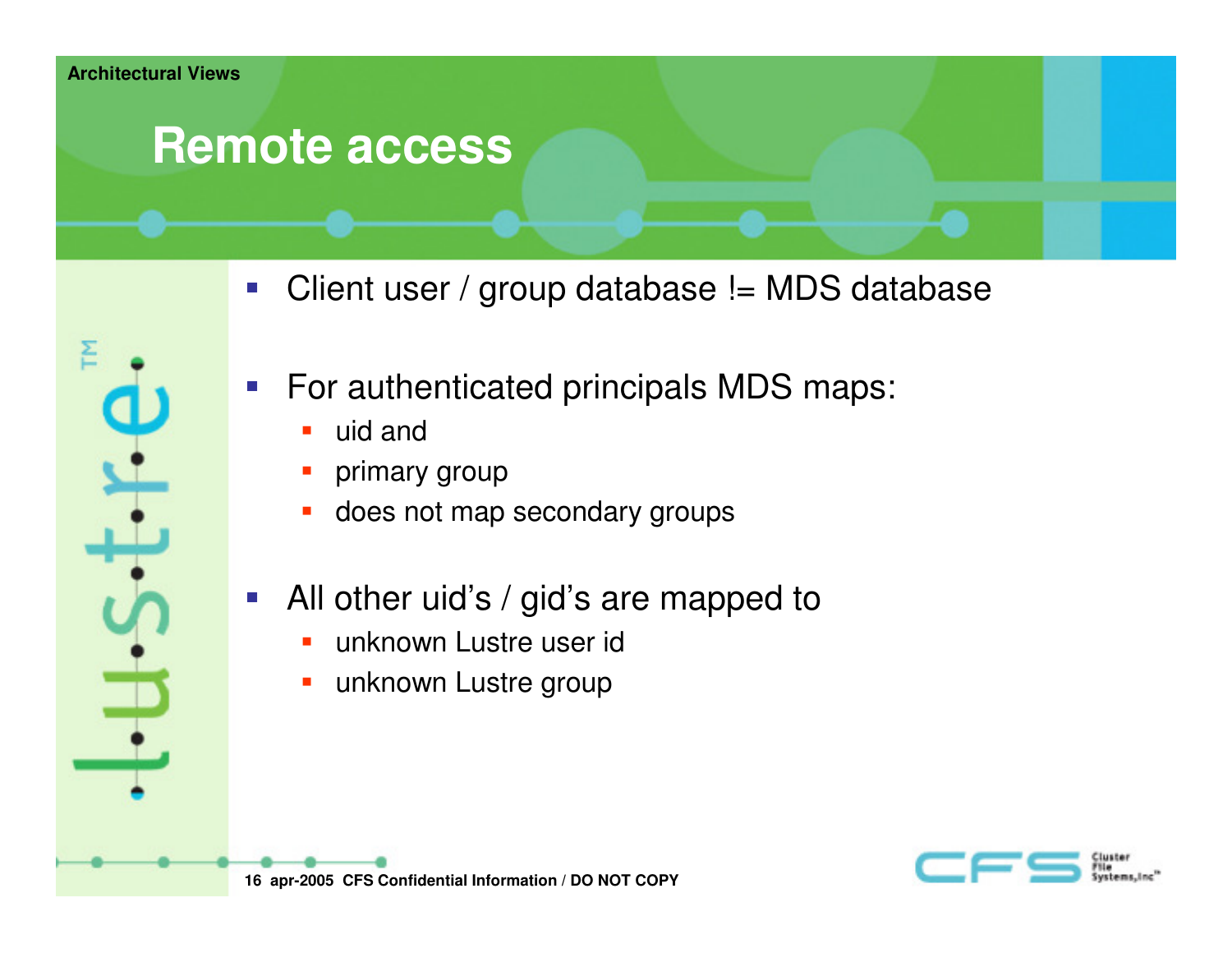Architectural Views

# Remote access

- Client user / group database != MDS database
- For authenticated principals MDS maps:
  - uid and
  - primary group
  - does not map secondary groups
- All other uid's / gid's are mapped to
  - unknown Lustre user id
  - unknown Lustre group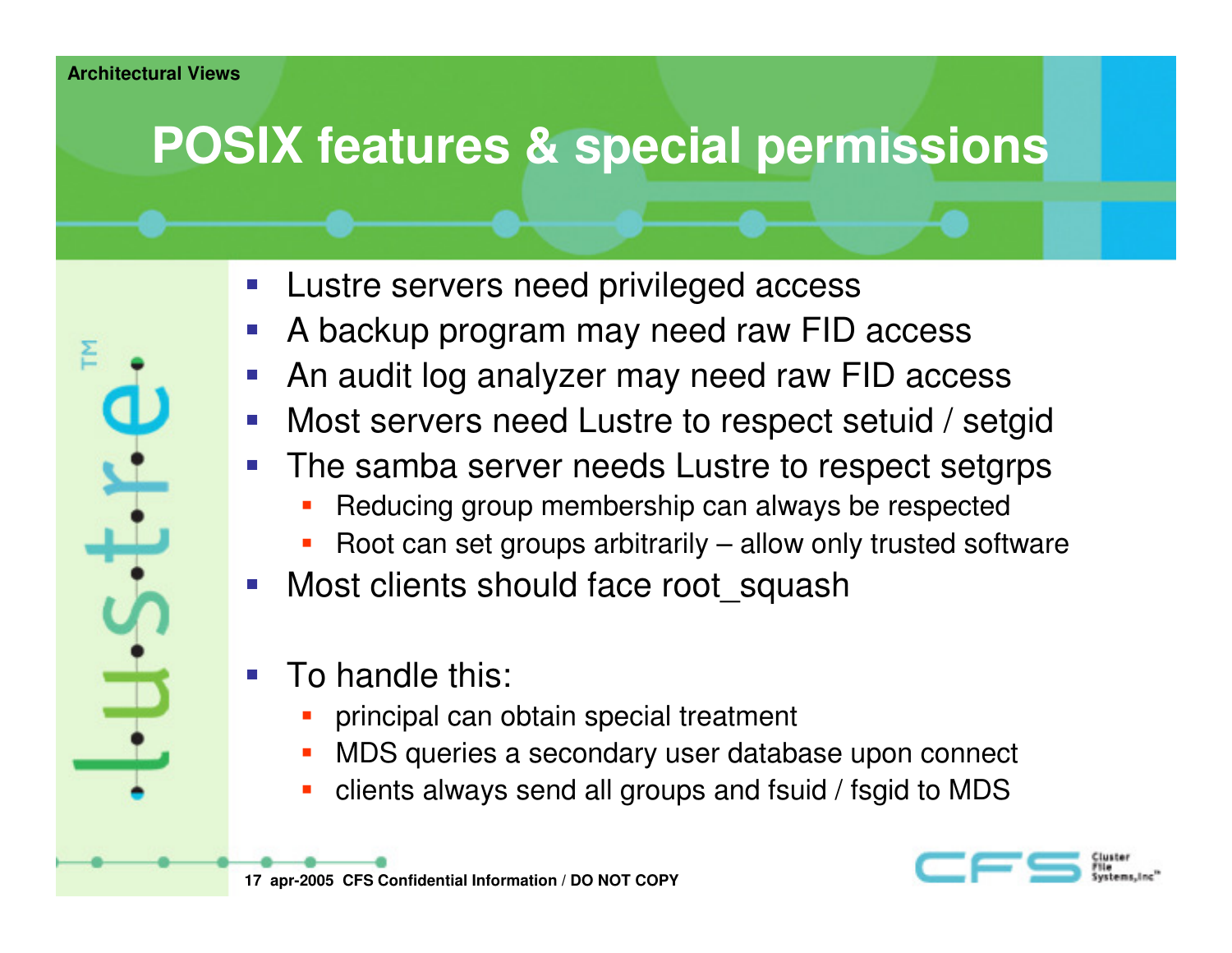# POSIX features & special permissions

- Lustre servers need privileged access
- A backup program may need raw FID access
- An audit log analyzer may need raw FID access
- Most servers need Lustre to respect setuid / setgid
- The samba server needs Lustre to respect setgrps
  - Reducing group membership can always be respected
  - Root can set groups arbitrarily – allow only trusted software
- Most clients should face root_squash

- To handle this:
  - principal can obtain special treatment
  - MDS queries a secondary user database upon connect
  - clients always send all groups and fsuid / fsgid to MDS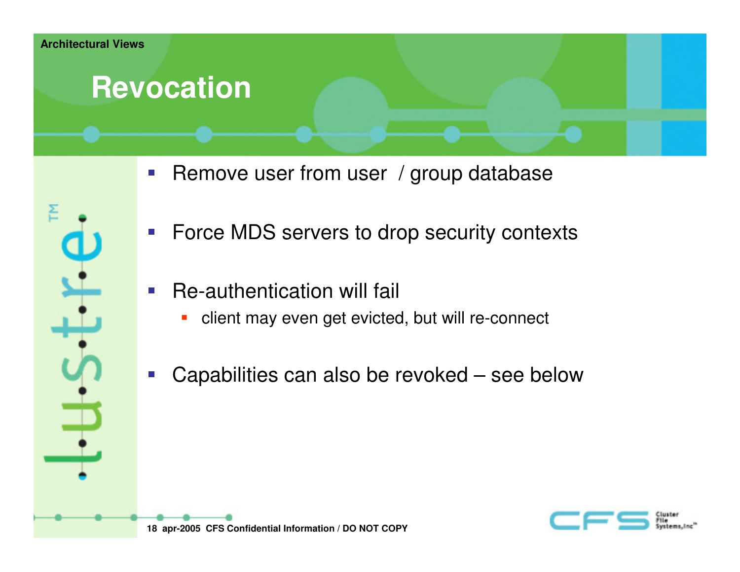# Revocation

- Remove user from user / group database
- Force MDS servers to drop security contexts
- Re-authentication will fail
  - client may even get evicted, but will re-connect
- Capabilities can also be revoked – see below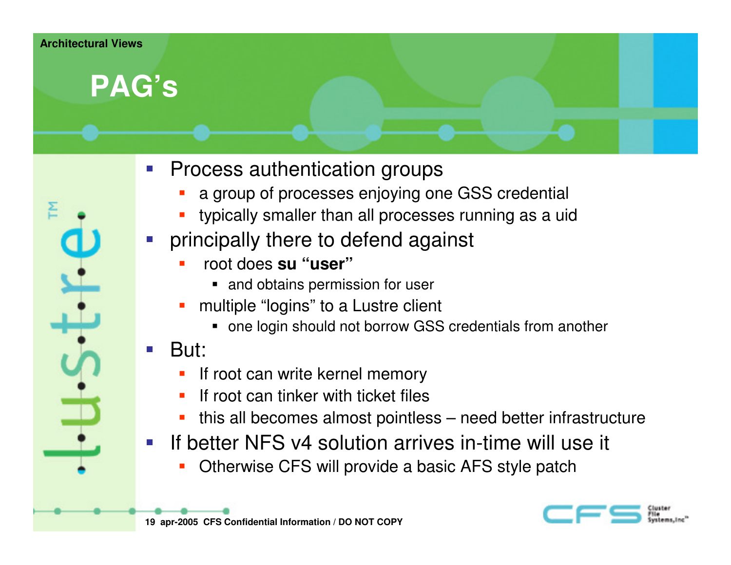Architectural Views

# PAG's

- Process authentication groups
  - a group of processes enjoying one GSS credential
  - typically smaller than all processes running as a uid
- principally there to defend against
  - root does **su "user"**
    - and obtains permission for user
  - multiple "logins" to a Lustre client
    - one login should not borrow GSS credentials from another
- But:
  - If root can write kernel memory
  - If root can tinker with ticket files
  - this all becomes almost pointless – need better infrastructure
- If better NFS v4 solution arrives in-time will use it
  - Otherwise CFS will provide a basic AFS style patch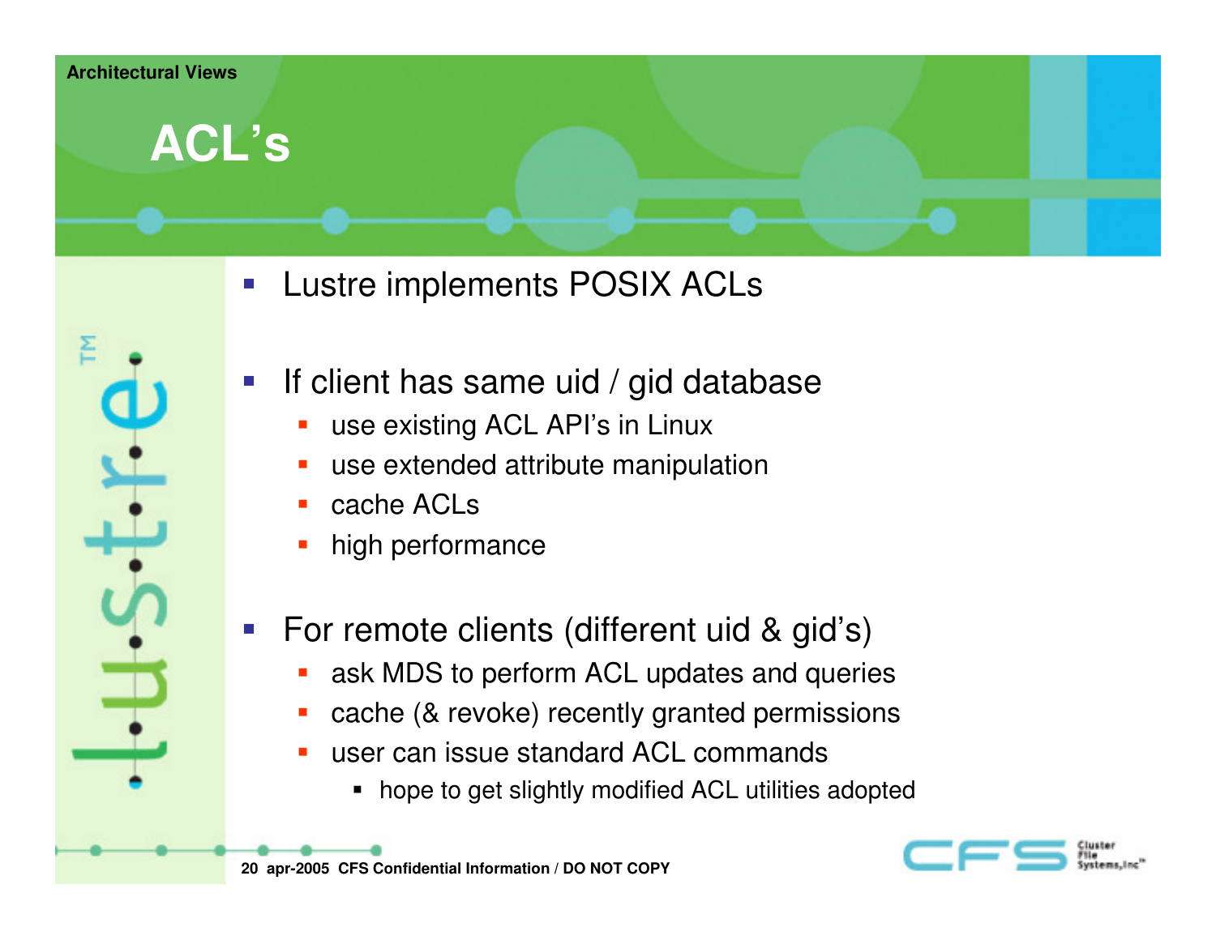## ACL's

- Lustre implements POSIX ACLs
- If client has same uid / gid database
  - use existing ACL API's in Linux
  - use extended attribute manipulation
  - cache ACLs
  - high performance
- For remote clients (different uid & gid's)
  - ask MDS to perform ACL updates and queries
  - cache (& revoke) recently granted permissions
  - user can issue standard ACL commands
    - hope to get slightly modified ACL utilities adopted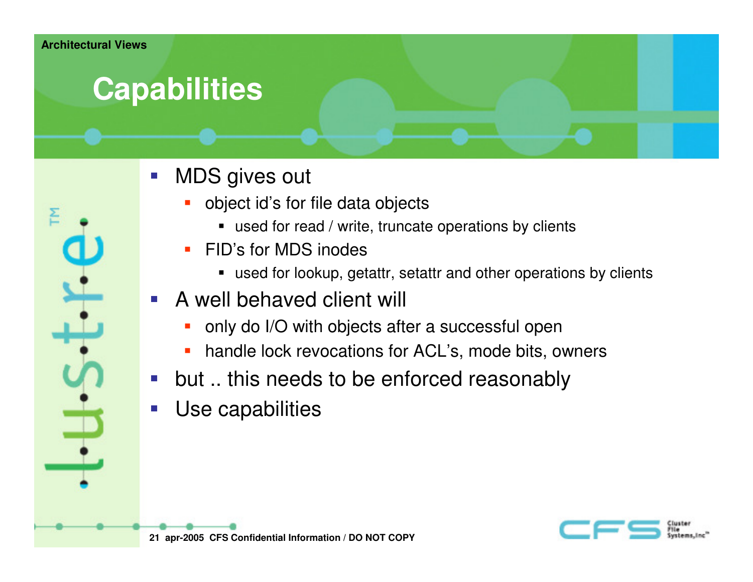Architectural Views

# Capabilities

- MDS gives out
  - object id’s for file data objects
    - used for read / write, truncate operations by clients
  - FID’s for MDS inodes
    - used for lookup, getattr, setattr and other operations by clients
- A well behaved client will
  - only do I/O with objects after a successful open
  - handle lock revocations for ACL’s, mode bits, owners
- but .. this needs to be enforced reasonably
- Use capabilities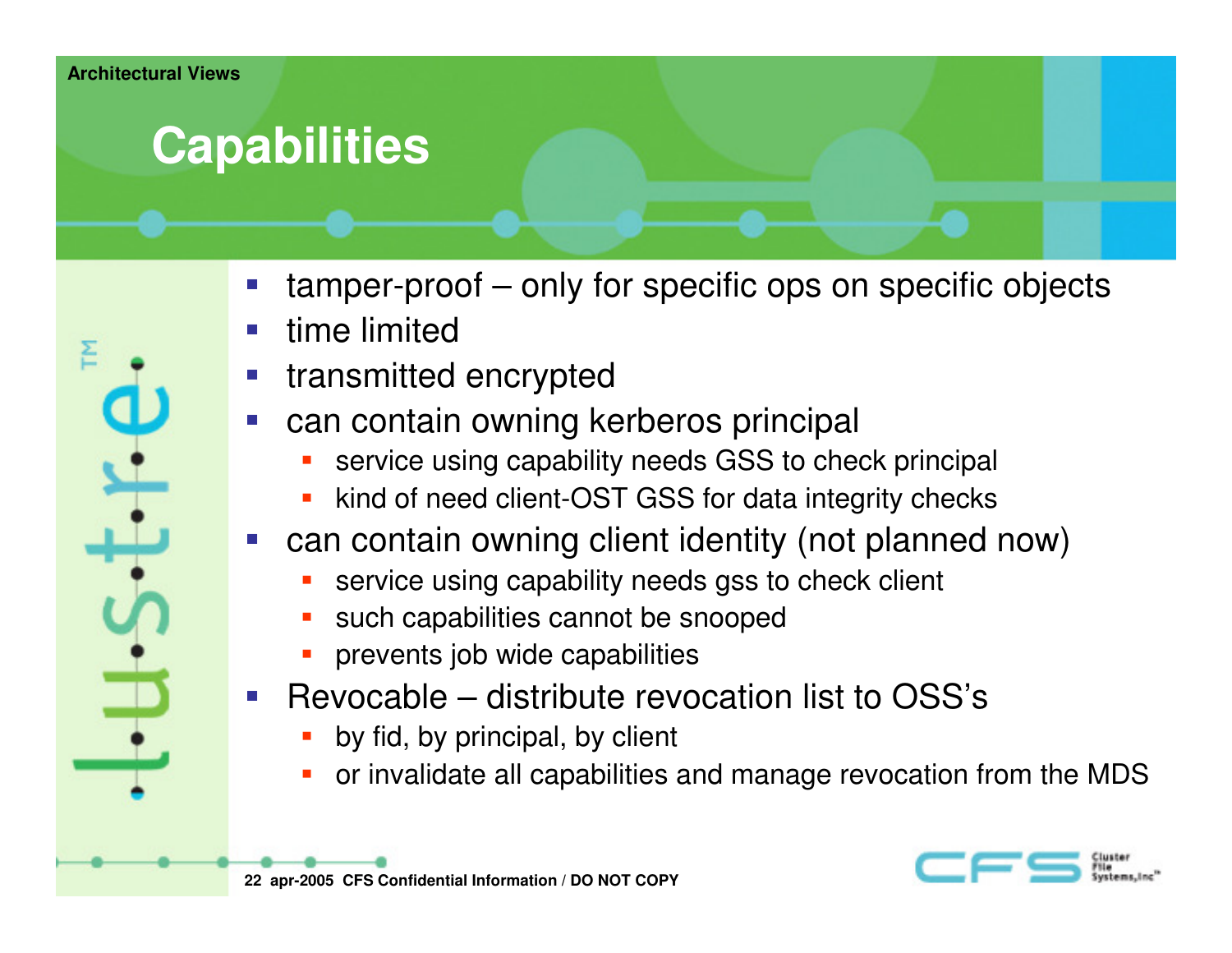# Capabilities

- tamper-proof – only for specific ops on specific objects
- time limited
- transmitted encrypted
- can contain owning kerberos principal
  - service using capability needs GSS to check principal
  - kind of need client-OST GSS for data integrity checks
- can contain owning client identity (not planned now)
  - service using capability needs gss to check client
  - such capabilities cannot be snooped
  - prevents job wide capabilities
- Revocable – distribute revocation list to OSS's
  - by fid, by principal, by client
  - or invalidate all capabilities and manage revocation from the MDS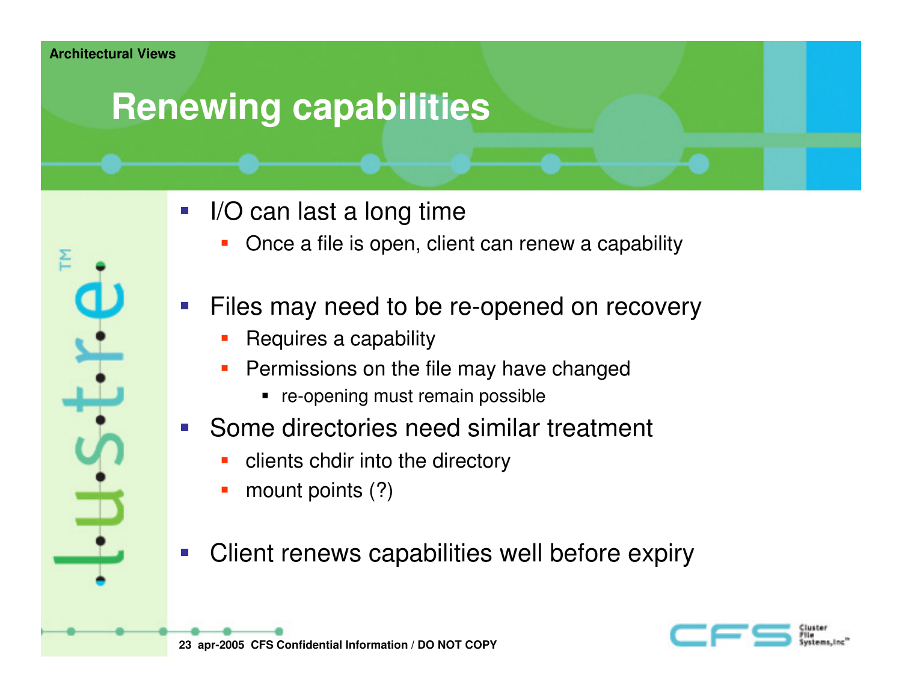# Renewing capabilities

- I/O can last a long time
  - Once a file is open, client can renew a capability
- Files may need to be re-opened on recovery
  - Requires a capability
  - Permissions on the file may have changed
    - re-opening must remain possible
- Some directories need similar treatment
  - clients chdir into the directory
  - mount points (?)
- Client renews capabilities well before expiry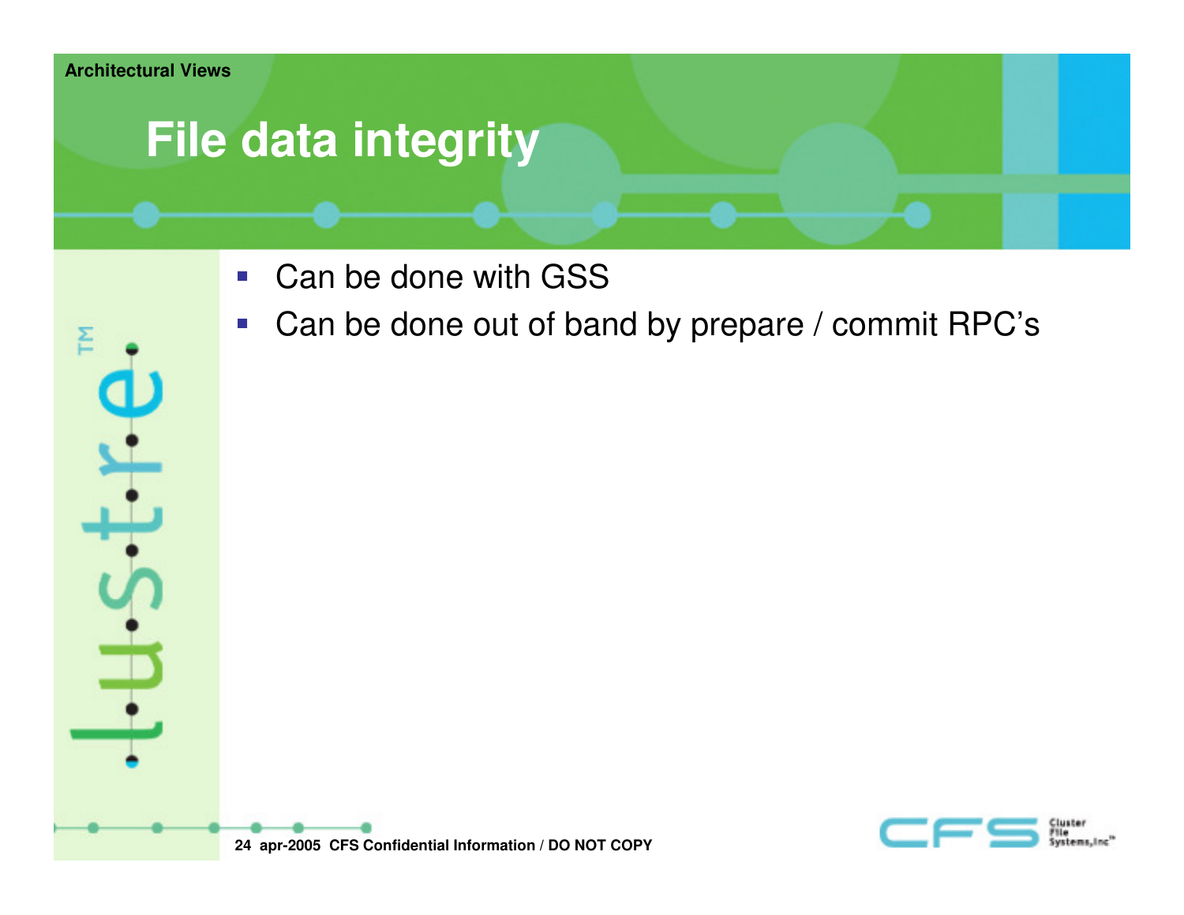# File data integrity

- Can be done with GSS
- Can be done out of band by prepare / commit RPC's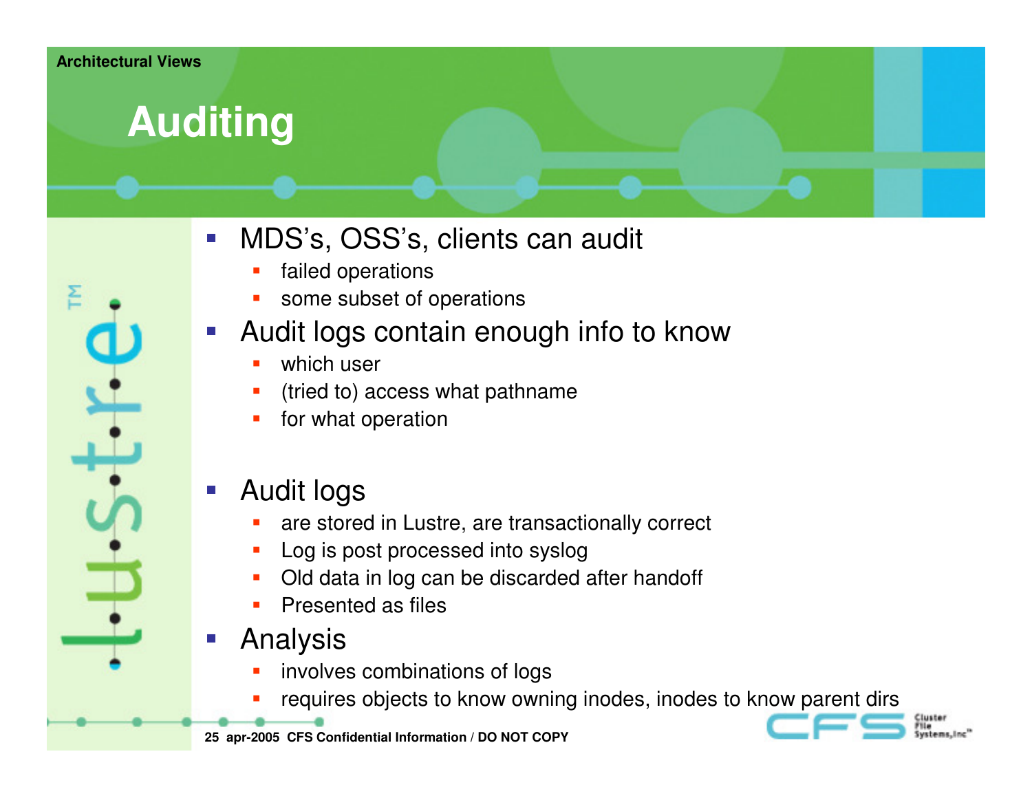# Auditing

- MDS's, OSS's, clients can audit
  - failed operations
  - some subset of operations
- Audit logs contain enough info to know
  - which user
  - (tried to) access what pathname
  - for what operation
- Audit logs
  - are stored in Lustre, are transactionally correct
  - Log is post processed into syslog
  - Old data in log can be discarded after handoff
  - Presented as files
- Analysis
  - involves combinations of logs
  - requires objects to know owning inodes, inodes to know parent dirs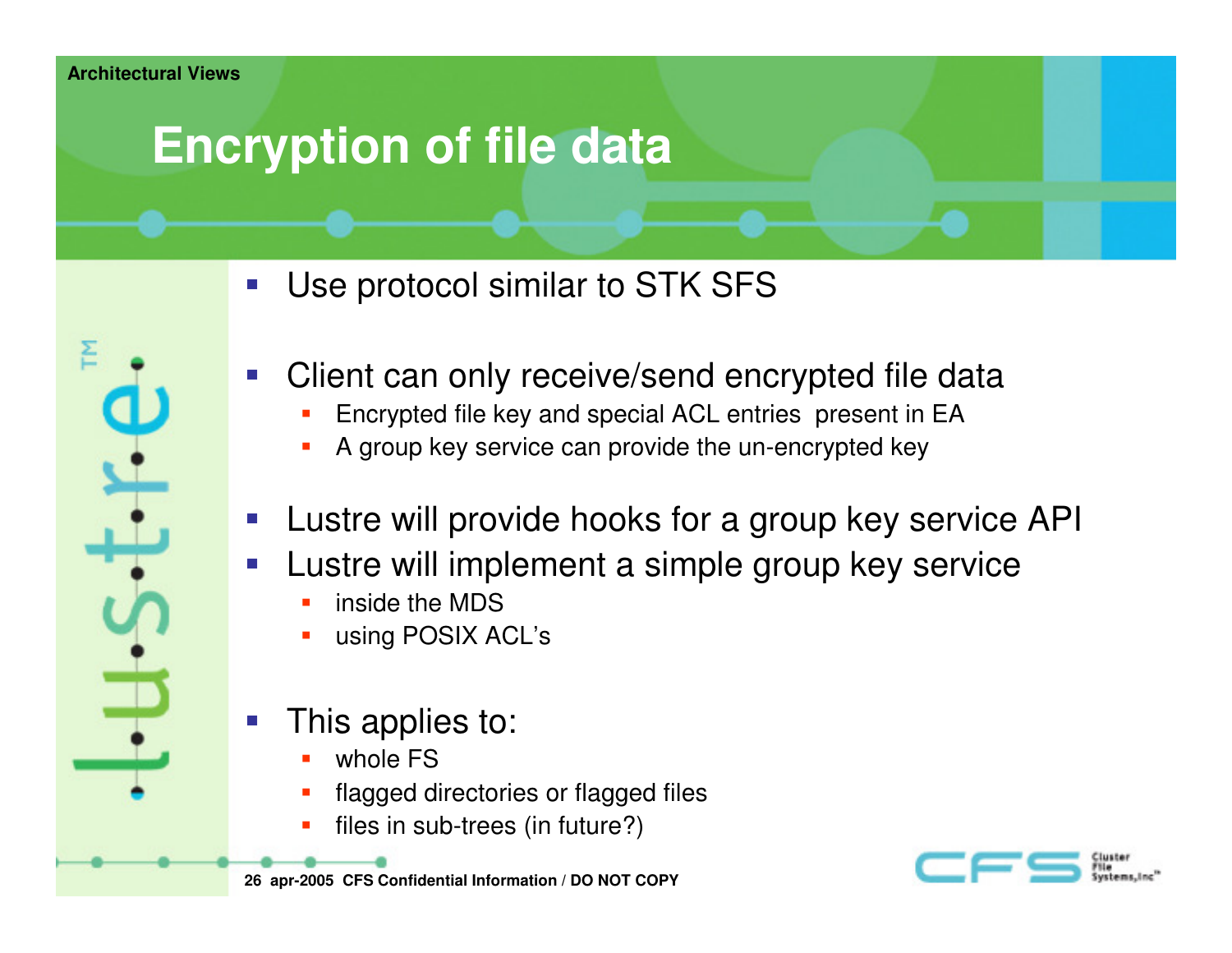# Encryption of file data

- Use protocol similar to STK SFS
- Client can only receive/send encrypted file data
  - Encrypted file key and special ACL entries present in EA
  - A group key service can provide the un-encrypted key
- Lustre will provide hooks for a group key service API
- Lustre will implement a simple group key service
  - inside the MDS
  - using POSIX ACL's
- This applies to:
  - whole FS
  - flagged directories or flagged files
  - files in sub-trees (in future?)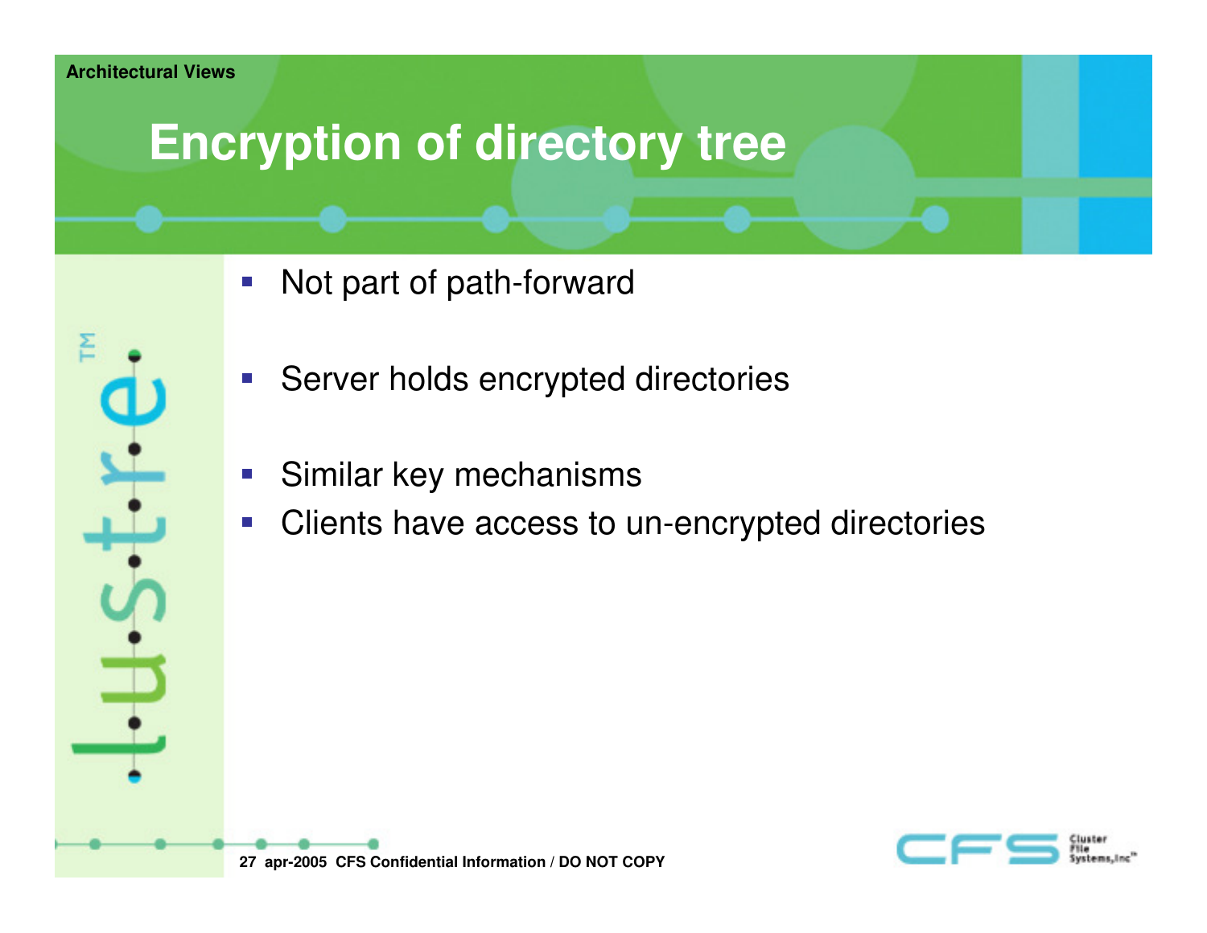Architectural Views

# Encryption of directory tree

- Not part of path-forward
- Server holds encrypted directories
- Similar key mechanisms
- Clients have access to un-encrypted directories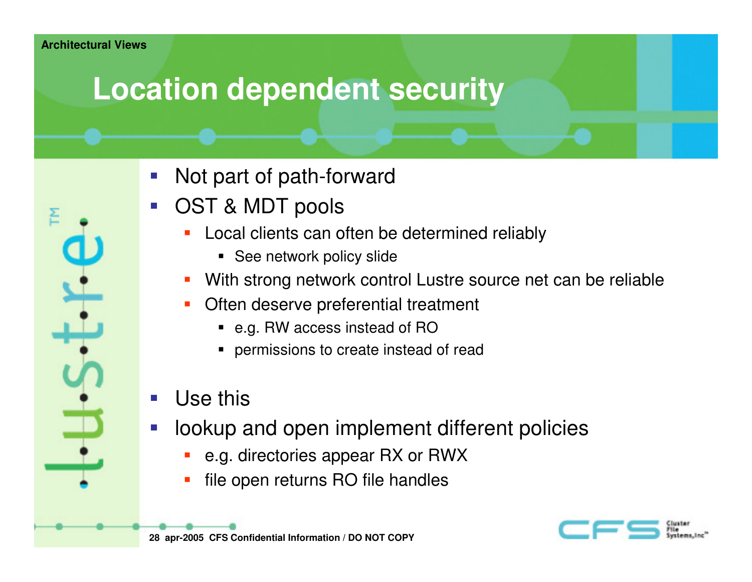# Location dependent security

- Not part of path-forward
- OST & MDT pools
  - Local clients can often be determined reliably
    - See network policy slide
  - With strong network control Lustre source net can be reliable
  - Often deserve preferential treatment
    - e.g. RW access instead of RO
    - permissions to create instead of read
- Use this
- lookup and open implement different policies
  - e.g. directories appear RX or RWX
  - file open returns RO file handles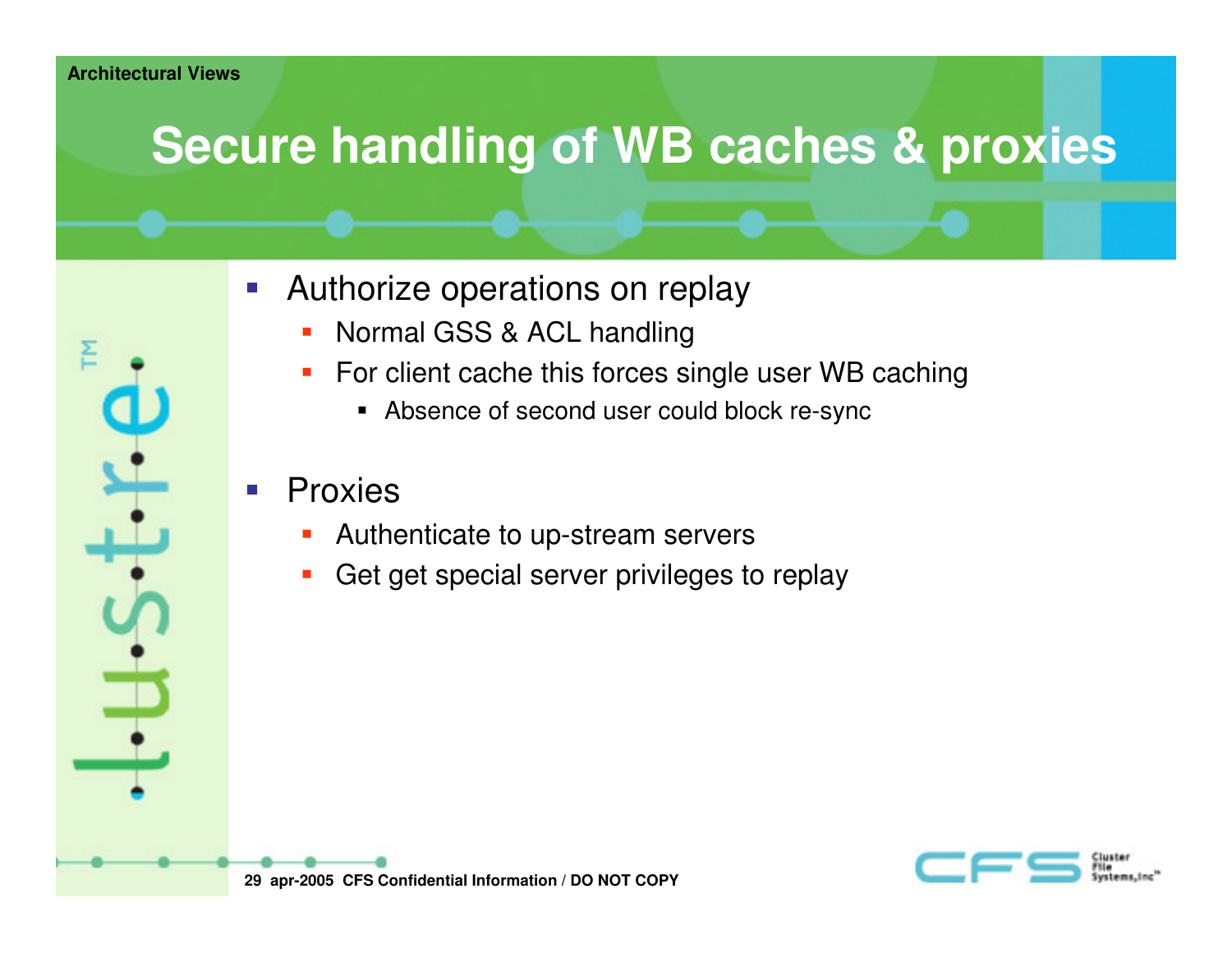Architectural Views

# Secure handling of WB caches & proxies

- Authorize operations on replay
  - Normal GSS & ACL handling
  - For client cache this forces single user WB caching
    - Absence of second user could block re-sync

- Proxies
  - Authenticate to up-stream servers
  - Get get special server privileges to replay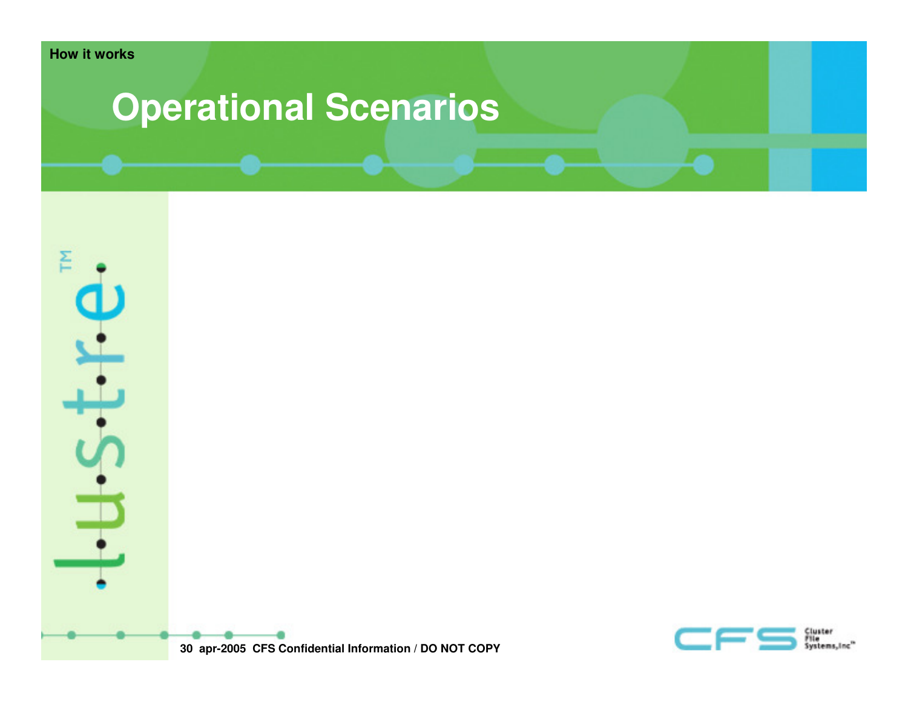How it works

# Operational Scenarios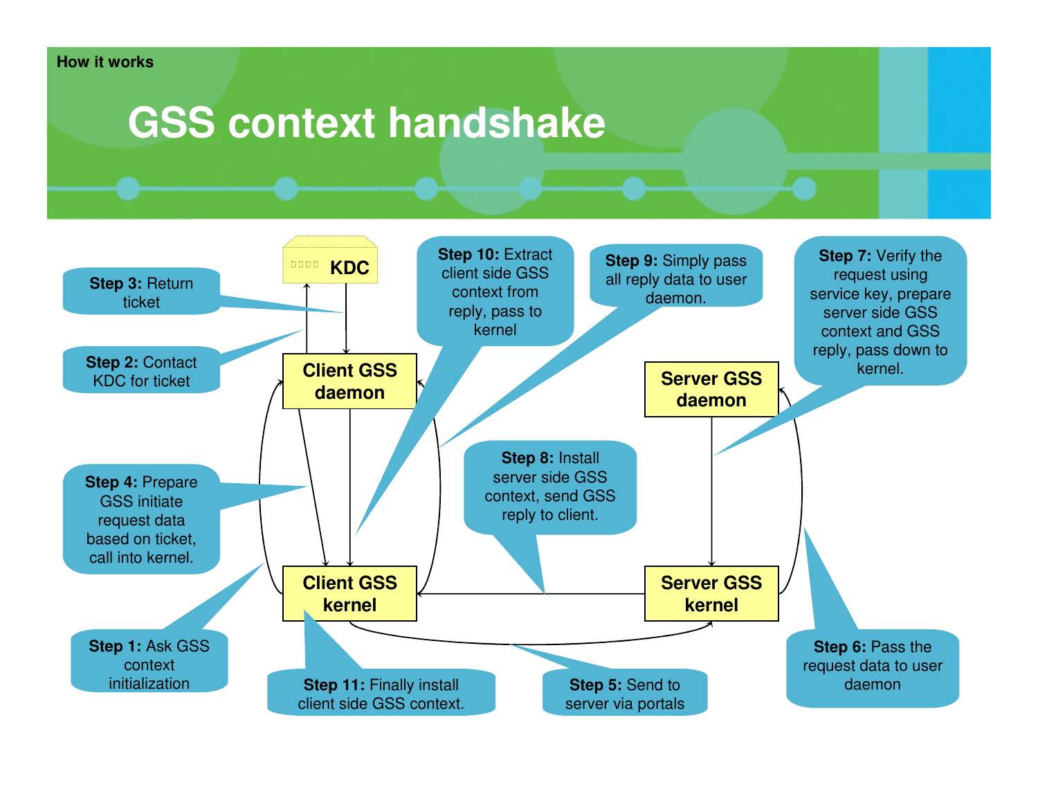How it works

# GSS context handshake

KDC

Client GSS daemon

Server GSS daemon

Client GSS kernel

Server GSS kernel

**Step 1:** Ask GSS context initialization

**Step 2:** Contact KDC for ticket

**Step 3:** Return ticket

**Step 4:** Prepare GSS initiate request data based on ticket, call into kernel.

**Step 5:** Send to server via portals

**Step 6:** Pass the request data to user daemon

**Step 7:** Verify the request using service key, prepare server side GSS context and GSS reply, pass down to kernel.

**Step 8:** Install server side GSS context, send GSS reply to client.

**Step 9:** Simply pass all reply data to user daemon.

**Step 10:** Extract client side GSS context from reply, pass to kernel

**Step 11:** Finally install client side GSS context.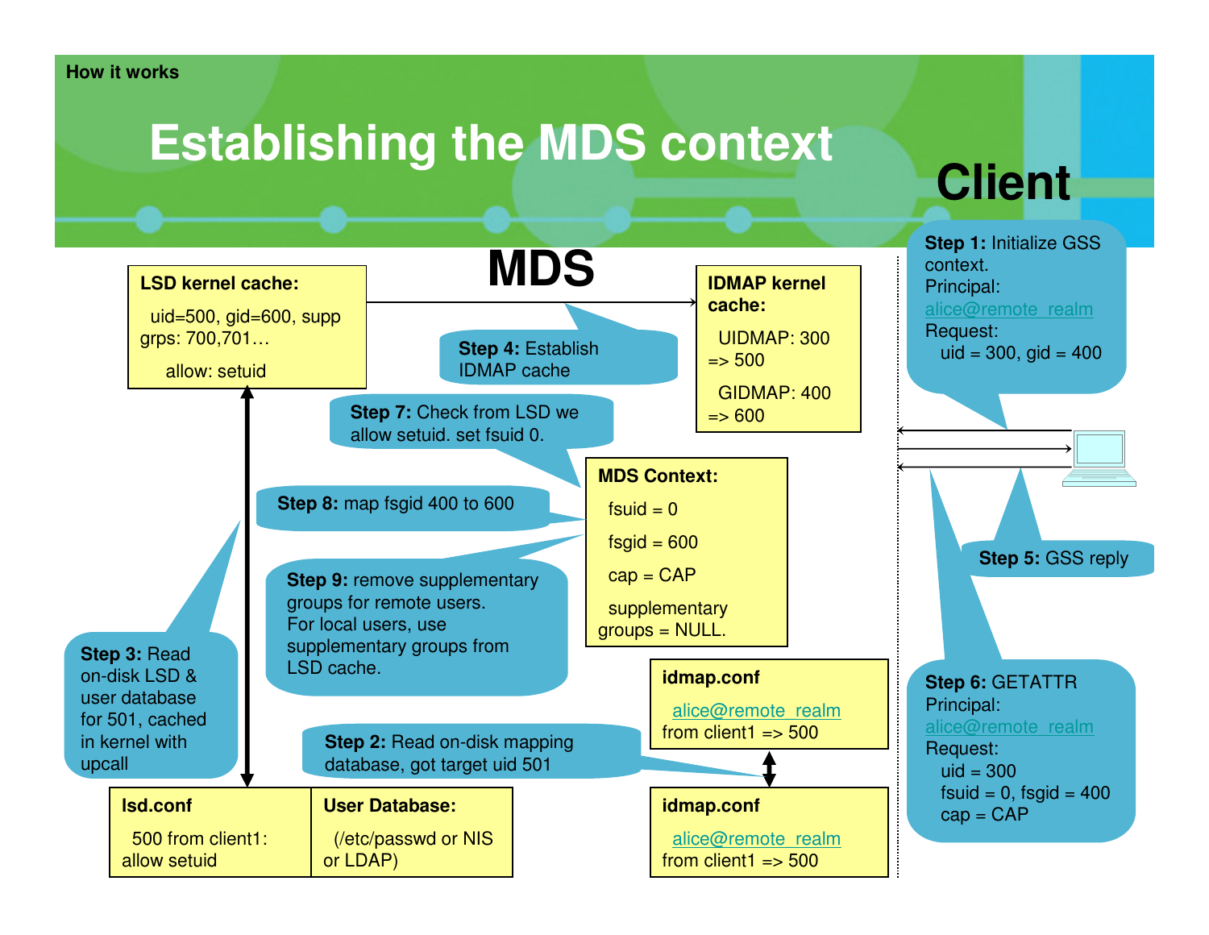How it works

# Establishing the MDS context

## Client

**Step 1:** Initialize GSS context.
Principal: alice@remote_realm
Request:
uid = 300, gid = 400

## MDS

**LSD kernel cache:**

uid=500, gid=600, supp grps: 700,701…

allow: setuid

**Step 4:** Establish IDMAP cache

**IDMAP kernel cache:**

UIDMAP: 300 => 500

GIDMAP: 400 => 600

**Step 7:** Check from LSD we allow setuid. set fsuid 0.

**MDS Context:**

fsuid = 0

fsgid = 600

cap = CAP

supplementary groups = NULL.

**Step 8:** map fsgid 400 to 600

**Step 9:** remove supplementary groups for remote users. For local users, use supplementary groups from LSD cache.

**Step 3:** Read on-disk LSD & user database for 501, cached in kernel with upcall

**Step 5:** GSS reply

**Step 6:** GETATTR
Principal: alice@remote_realm
Request:
uid = 300
fsuid = 0, fsgid = 400
cap = CAP

**idmap.conf**

alice@remote_realm from client1 => 500

**Step 2:** Read on-disk mapping database, got target uid 501

**idmap.conf**

alice@remote_realm from client1 => 500

**lsd.conf**

500 from client1: allow setuid

**User Database:**

(/etc/passwd or NIS or LDAP)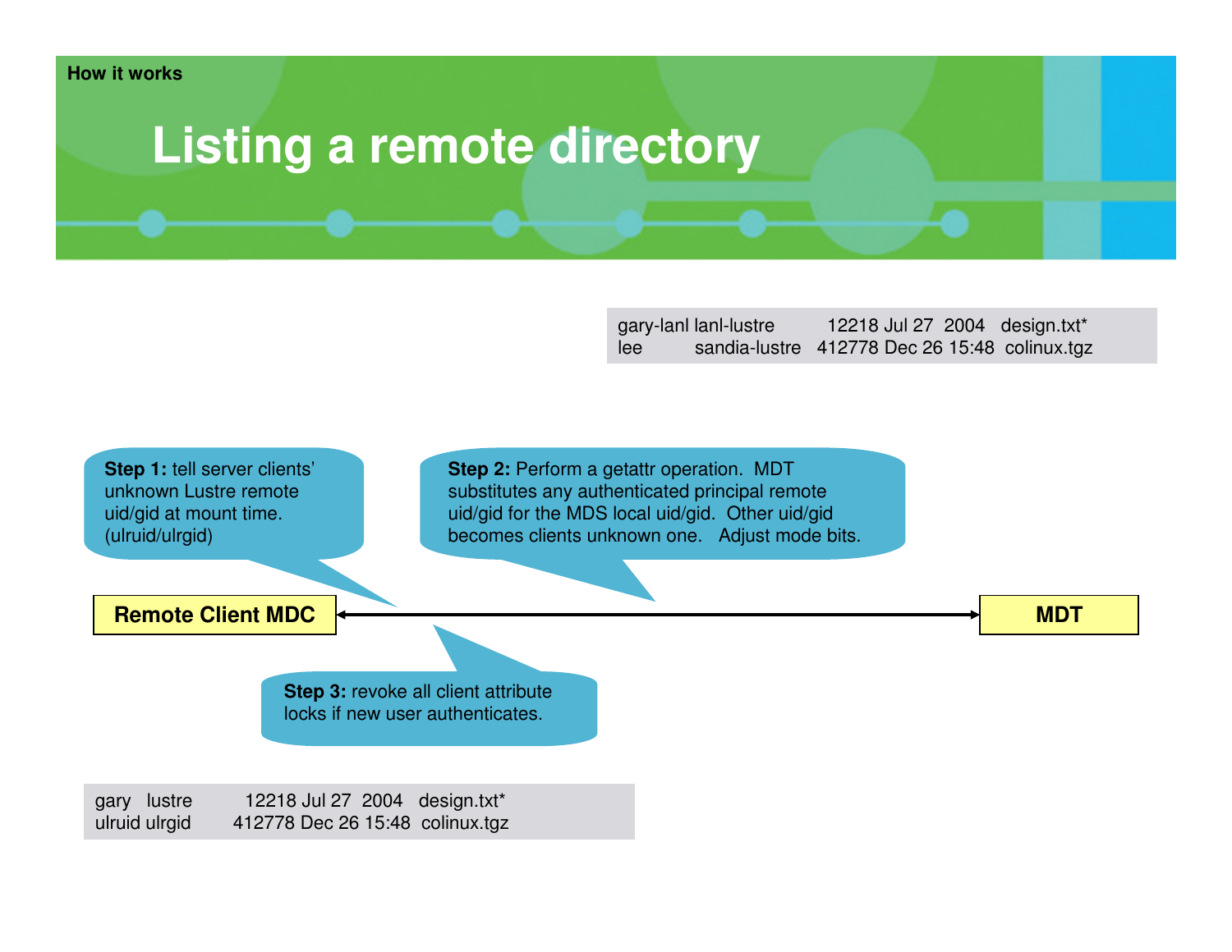How it works

# Listing a remote directory

```
gary-lanl lanl-lustre      12218 Jul 27  2004   design.txt*
lee       sandia-lustre   412778 Dec 26 15:48  colinux.tgz
```

**Step 1:** tell server clients' unknown Lustre remote uid/gid at mount time. (ulruid/ulrgid)

**Step 2:** Perform a getattr operation. MDT substitutes any authenticated principal remote uid/gid for the MDS local uid/gid. Other uid/gid becomes clients unknown one. Adjust mode bits.

**Remote Client MDC** ⟷ **MDT**

**Step 3:** revoke all client attribute locks if new user authenticates.

```
gary   lustre      12218 Jul 27  2004   design.txt*
ulruid ulrgid     412778 Dec 26 15:48  colinux.tgz
```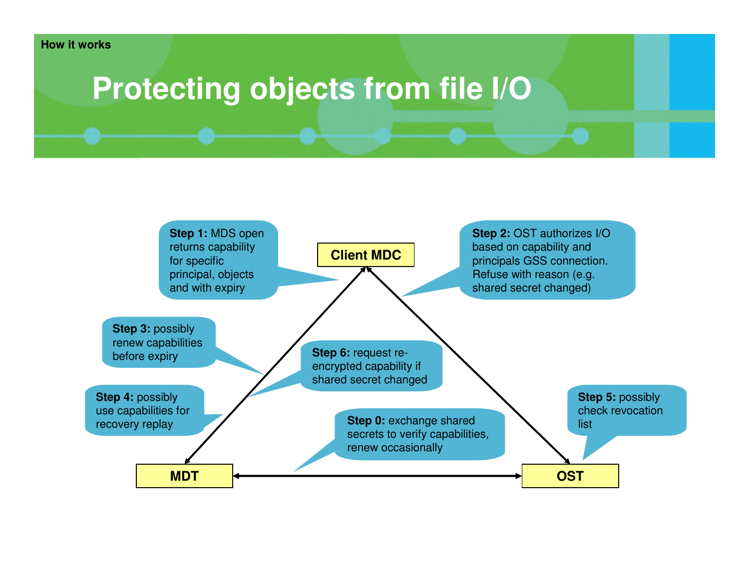How it works

# Protecting objects from file I/O

**Step 1:** MDS open returns capability for specific principal, objects and with expiry

**Step 2:** OST authorizes I/O based on capability and principals GSS connection. Refuse with reason (e.g. shared secret changed)

**Step 3:** possibly renew capabilities before expiry

**Step 4:** possibly use capabilities for recovery replay

**Step 5:** possibly check revocation list

**Step 6:** request re-encrypted capability if shared secret changed

**Step 0:** exchange shared secrets to verify capabilities, renew occasionally

Client MDC

MDT

OST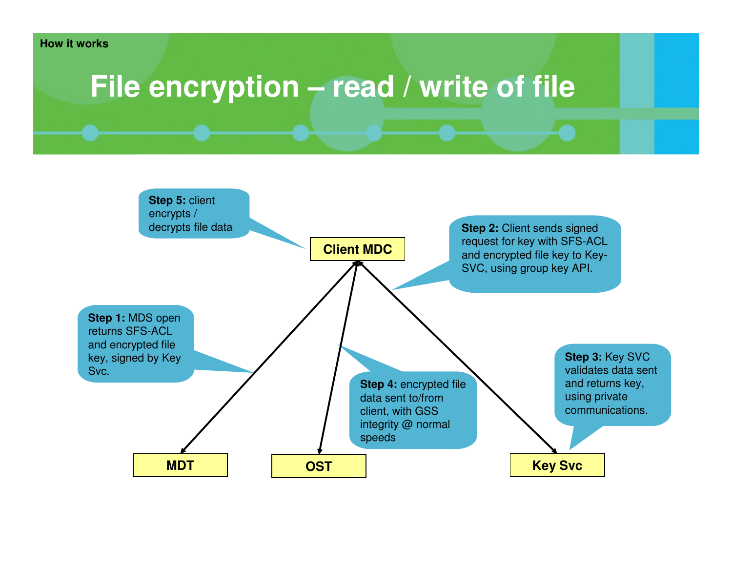How it works

# File encryption – read / write of file

Client MDC

MDT

OST

Key Svc

**Step 1:** MDS open returns SFS-ACL and encrypted file key, signed by Key Svc.

**Step 2:** Client sends signed request for key with SFS-ACL and encrypted file key to Key-SVC, using group key API.

**Step 3:** Key SVC validates data sent and returns key, using private communications.

**Step 4:** encrypted file data sent to/from client, with GSS integrity @ normal speeds

**Step 5:** client encrypts / decrypts file data